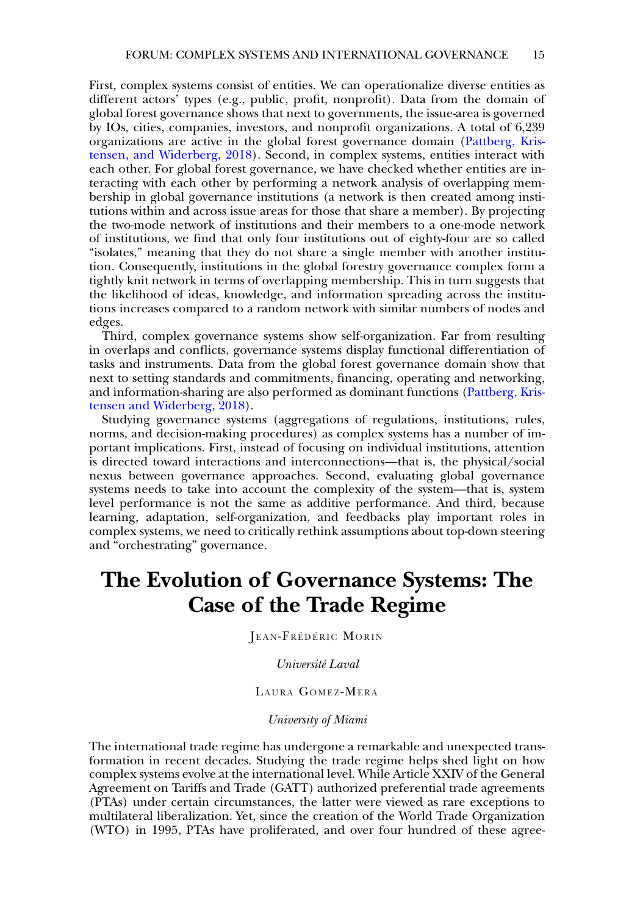First, complex systems consist of entities. We can operationalize diverse entities as different actors' types (e.g., public, profit, nonprofit). Data from the domain of global forest governance shows that next to governments, the issue-area is governed by IOs, cities, companies, investors, and nonprofit organizations. A total of 6,239 organizations are active in the global forest governance domain (Pattberg, Kristensen, and Widerberg, 2018). Second, in complex systems, entities interact with each other. For global forest governance, we have checked whether entities are interacting with each other by performing a network analysis of overlapping membership in global governance institutions (a network is then created among institutions within and across issue areas for those that share a member). By projecting the two-mode network of institutions and their members to a one-mode network of institutions, we find that only four institutions out of eighty-four are so called "isolates," meaning that they do not share a single member with another institution. Consequently, institutions in the global forestry governance complex form a tightly knit network in terms of overlapping membership. This in turn suggests that the likelihood of ideas, knowledge, and information spreading across the institutions increases compared to a random network with similar numbers of nodes and edges.

Third, complex governance systems show self-organization. Far from resulting in overlaps and conflicts, governance systems display functional differentiation of tasks and instruments. Data from the global forest governance domain show that next to setting standards and commitments, financing, operating and networking, and information-sharing are also performed as dominant functions (Pattberg, Kristensen and Widerberg, 2018).

Studying governance systems (aggregations of regulations, institutions, rules, norms, and decision-making procedures) as complex systems has a number of important implications. First, instead of focusing on individual institutions, attention is directed toward interactions and interconnections—that is, the physical/social nexus between governance approaches. Second, evaluating global governance systems needs to take into account the complexity of the system—that is, system level performance is not the same as additive performance. And third, because learning, adaptation, self-organization, and feedbacks play important roles in complex systems, we need to critically rethink assumptions about top-down steering and "orchestrating" governance.

# The Evolution of Governance Systems: The Case of the Trade Regime

Jean-Frédéric Morin

*Université Laval*

Laura Gomez-Mera

*University of Miami*

The international trade regime has undergone a remarkable and unexpected transformation in recent decades. Studying the trade regime helps shed light on how complex systems evolve at the international level. While Article XXIV of the General Agreement on Tariffs and Trade (GATT) authorized preferential trade agreements (PTAs) under certain circumstances, the latter were viewed as rare exceptions to multilateral liberalization. Yet, since the creation of the World Trade Organization (WTO) in 1995, PTAs have proliferated, and over four hundred of these agree-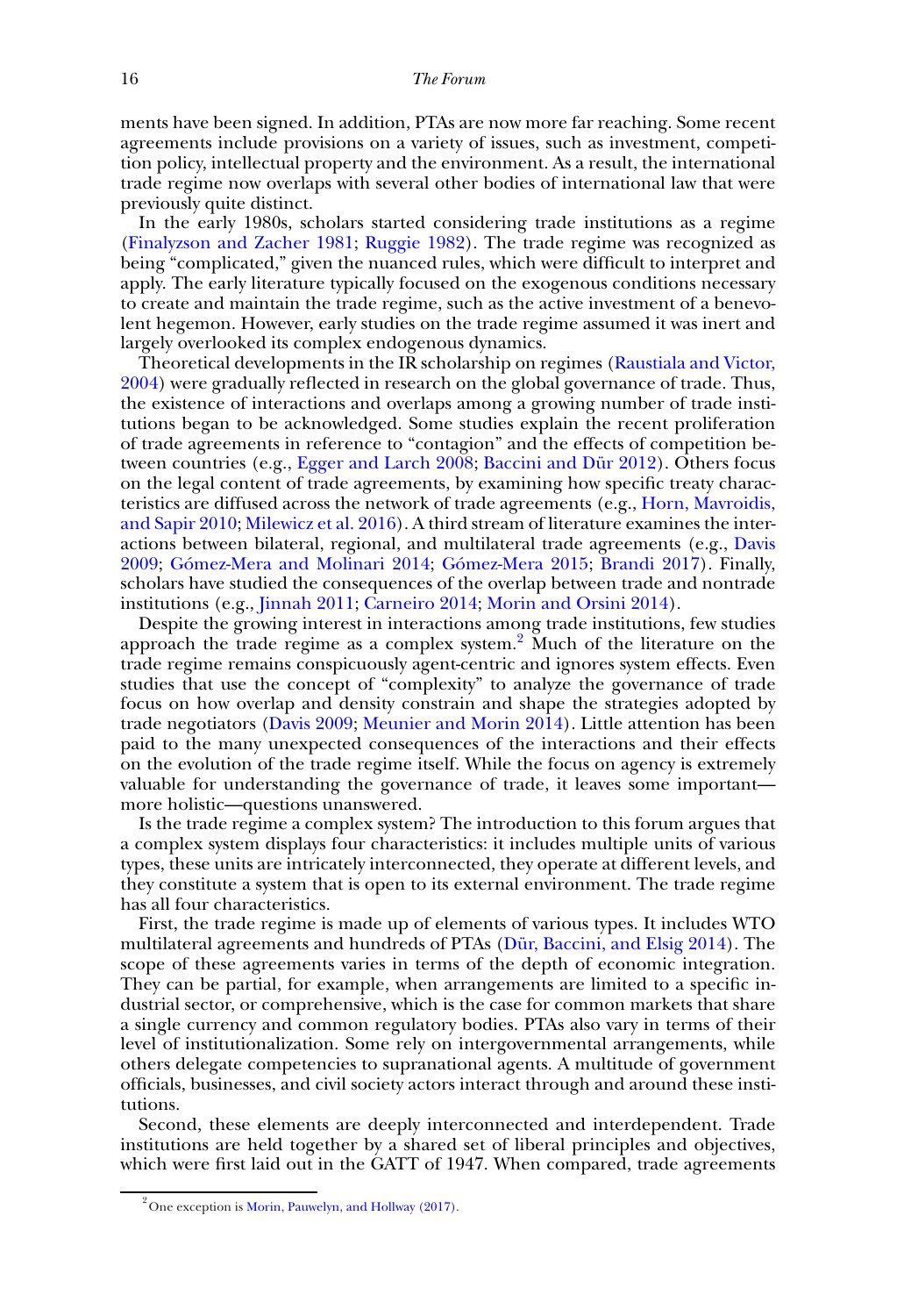ments have been signed. In addition, PTAs are now more far reaching. Some recent agreements include provisions on a variety of issues, such as investment, competition policy, intellectual property and the environment. As a result, the international trade regime now overlaps with several other bodies of international law that were previously quite distinct.

In the early 1980s, scholars started considering trade institutions as a regime (Finalyzson and Zacher 1981; Ruggie 1982). The trade regime was recognized as being "complicated," given the nuanced rules, which were difficult to interpret and apply. The early literature typically focused on the exogenous conditions necessary to create and maintain the trade regime, such as the active investment of a benevolent hegemon. However, early studies on the trade regime assumed it was inert and largely overlooked its complex endogenous dynamics.

Theoretical developments in the IR scholarship on regimes (Raustiala and Victor, 2004) were gradually reflected in research on the global governance of trade. Thus, the existence of interactions and overlaps among a growing number of trade institutions began to be acknowledged. Some studies explain the recent proliferation of trade agreements in reference to "contagion" and the effects of competition between countries (e.g., Egger and Larch 2008; Baccini and Dür 2012). Others focus on the legal content of trade agreements, by examining how specific treaty characteristics are diffused across the network of trade agreements (e.g., Horn, Mavroidis, and Sapir 2010; Milewicz et al. 2016). A third stream of literature examines the interactions between bilateral, regional, and multilateral trade agreements (e.g., Davis 2009; Gómez-Mera and Molinari 2014; Gómez-Mera 2015; Brandi 2017). Finally, scholars have studied the consequences of the overlap between trade and nontrade institutions (e.g., Jinnah 2011; Carneiro 2014; Morin and Orsini 2014).

Despite the growing interest in interactions among trade institutions, few studies approach the trade regime as a complex system.[2] Much of the literature on the trade regime remains conspicuously agent-centric and ignores system effects. Even studies that use the concept of "complexity" to analyze the governance of trade focus on how overlap and density constrain and shape the strategies adopted by trade negotiators (Davis 2009; Meunier and Morin 2014). Little attention has been paid to the many unexpected consequences of the interactions and their effects on the evolution of the trade regime itself. While the focus on agency is extremely valuable for understanding the governance of trade, it leaves some important—more holistic—questions unanswered.

Is the trade regime a complex system? The introduction to this forum argues that a complex system displays four characteristics: it includes multiple units of various types, these units are intricately interconnected, they operate at different levels, and they constitute a system that is open to its external environment. The trade regime has all four characteristics.

First, the trade regime is made up of elements of various types. It includes WTO multilateral agreements and hundreds of PTAs (Dür, Baccini, and Elsig 2014). The scope of these agreements varies in terms of the depth of economic integration. They can be partial, for example, when arrangements are limited to a specific industrial sector, or comprehensive, which is the case for common markets that share a single currency and common regulatory bodies. PTAs also vary in terms of their level of institutionalization. Some rely on intergovernmental arrangements, while others delegate competencies to supranational agents. A multitude of government officials, businesses, and civil society actors interact through and around these institutions.

Second, these elements are deeply interconnected and interdependent. Trade institutions are held together by a shared set of liberal principles and objectives, which were first laid out in the GATT of 1947. When compared, trade agreements

[2] One exception is Morin, Pauwelyn, and Hollway (2017).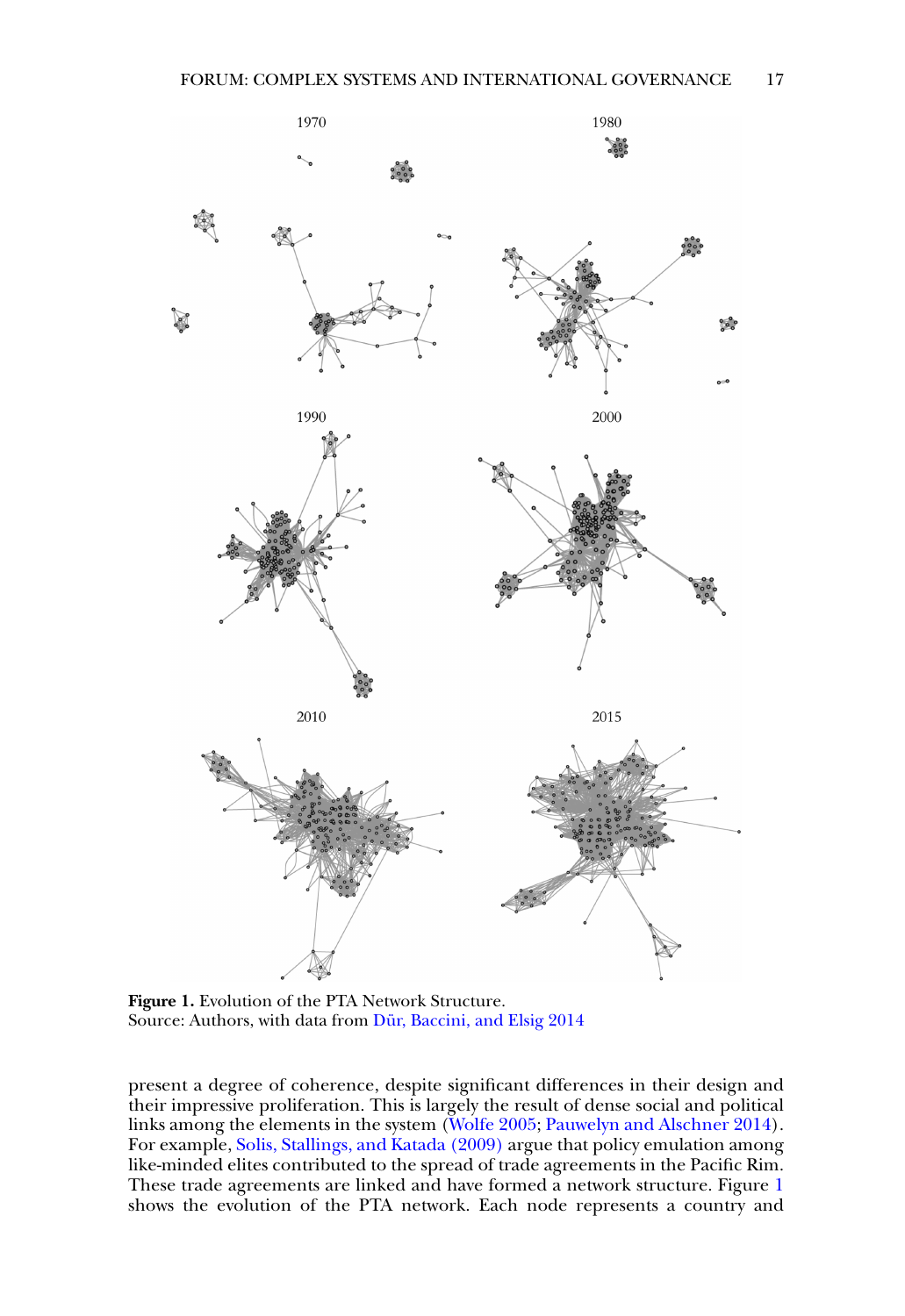**Figure 1.** Evolution of the PTA Network Structure.
Source: Authors, with data from Dür, Baccini, and Elsig 2014

present a degree of coherence, despite significant differences in their design and their impressive proliferation. This is largely the result of dense social and political links among the elements in the system (Wolfe 2005; Pauwelyn and Alschner 2014). For example, Solis, Stallings, and Katada (2009) argue that policy emulation among like-minded elites contributed to the spread of trade agreements in the Pacific Rim. These trade agreements are linked and have formed a network structure. Figure 1 shows the evolution of the PTA network. Each node represents a country and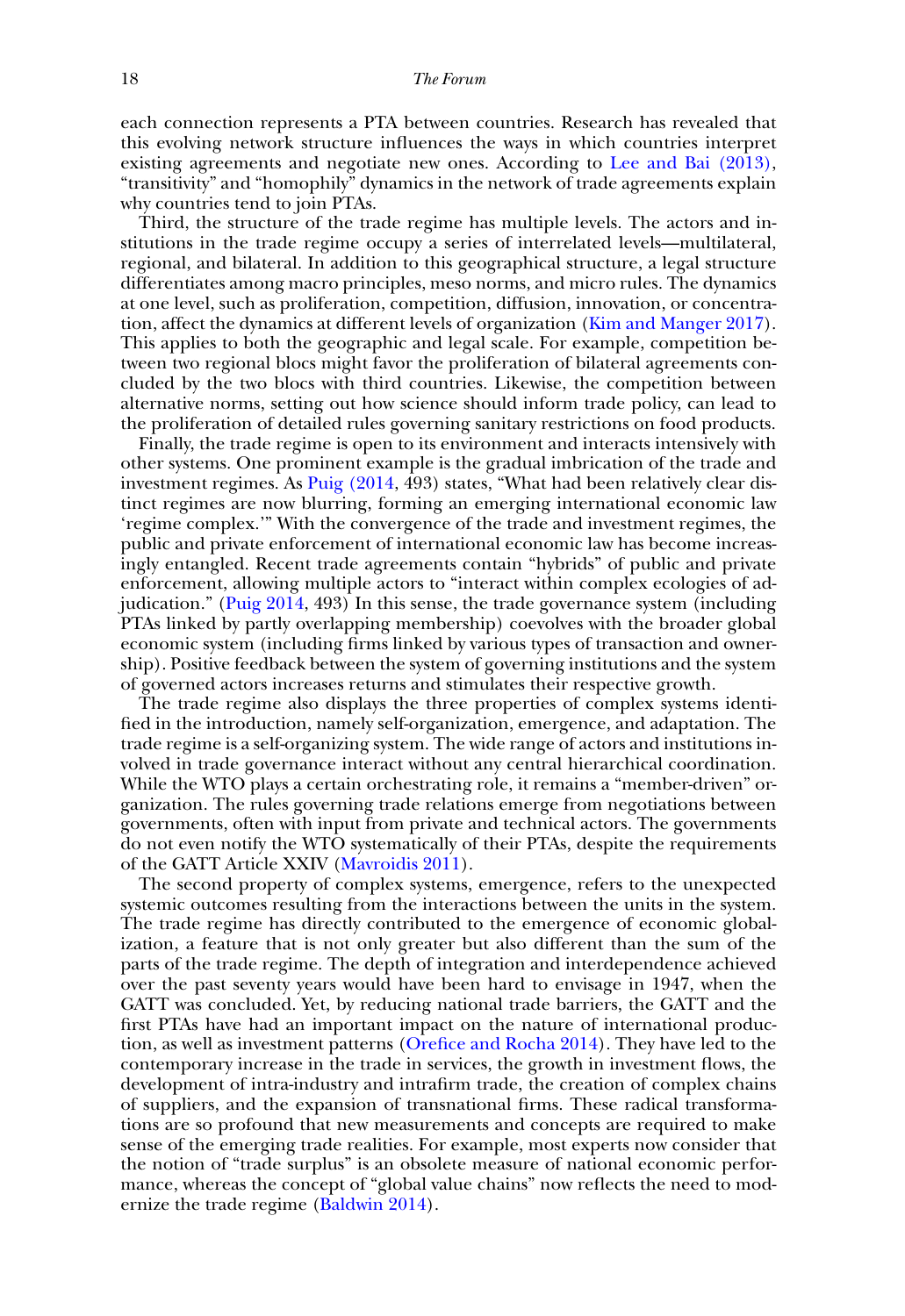each connection represents a PTA between countries. Research has revealed that this evolving network structure influences the ways in which countries interpret existing agreements and negotiate new ones. According to Lee and Bai (2013), "transitivity" and "homophily" dynamics in the network of trade agreements explain why countries tend to join PTAs.

Third, the structure of the trade regime has multiple levels. The actors and institutions in the trade regime occupy a series of interrelated levels—multilateral, regional, and bilateral. In addition to this geographical structure, a legal structure differentiates among macro principles, meso norms, and micro rules. The dynamics at one level, such as proliferation, competition, diffusion, innovation, or concentration, affect the dynamics at different levels of organization (Kim and Manger 2017). This applies to both the geographic and legal scale. For example, competition between two regional blocs might favor the proliferation of bilateral agreements concluded by the two blocs with third countries. Likewise, the competition between alternative norms, setting out how science should inform trade policy, can lead to the proliferation of detailed rules governing sanitary restrictions on food products.

Finally, the trade regime is open to its environment and interacts intensively with other systems. One prominent example is the gradual imbrication of the trade and investment regimes. As Puig (2014, 493) states, "What had been relatively clear distinct regimes are now blurring, forming an emerging international economic law 'regime complex.'" With the convergence of the trade and investment regimes, the public and private enforcement of international economic law has become increasingly entangled. Recent trade agreements contain "hybrids" of public and private enforcement, allowing multiple actors to "interact within complex ecologies of adjudication." (Puig 2014, 493) In this sense, the trade governance system (including PTAs linked by partly overlapping membership) coevolves with the broader global economic system (including firms linked by various types of transaction and ownership). Positive feedback between the system of governing institutions and the system of governed actors increases returns and stimulates their respective growth.

The trade regime also displays the three properties of complex systems identified in the introduction, namely self-organization, emergence, and adaptation. The trade regime is a self-organizing system. The wide range of actors and institutions involved in trade governance interact without any central hierarchical coordination. While the WTO plays a certain orchestrating role, it remains a "member-driven" organization. The rules governing trade relations emerge from negotiations between governments, often with input from private and technical actors. The governments do not even notify the WTO systematically of their PTAs, despite the requirements of the GATT Article XXIV (Mavroidis 2011).

The second property of complex systems, emergence, refers to the unexpected systemic outcomes resulting from the interactions between the units in the system. The trade regime has directly contributed to the emergence of economic globalization, a feature that is not only greater but also different than the sum of the parts of the trade regime. The depth of integration and interdependence achieved over the past seventy years would have been hard to envisage in 1947, when the GATT was concluded. Yet, by reducing national trade barriers, the GATT and the first PTAs have had an important impact on the nature of international production, as well as investment patterns (Orefice and Rocha 2014). They have led to the contemporary increase in the trade in services, the growth in investment flows, the development of intra-industry and intrafirm trade, the creation of complex chains of suppliers, and the expansion of transnational firms. These radical transformations are so profound that new measurements and concepts are required to make sense of the emerging trade realities. For example, most experts now consider that the notion of "trade surplus" is an obsolete measure of national economic performance, whereas the concept of "global value chains" now reflects the need to modernize the trade regime (Baldwin 2014).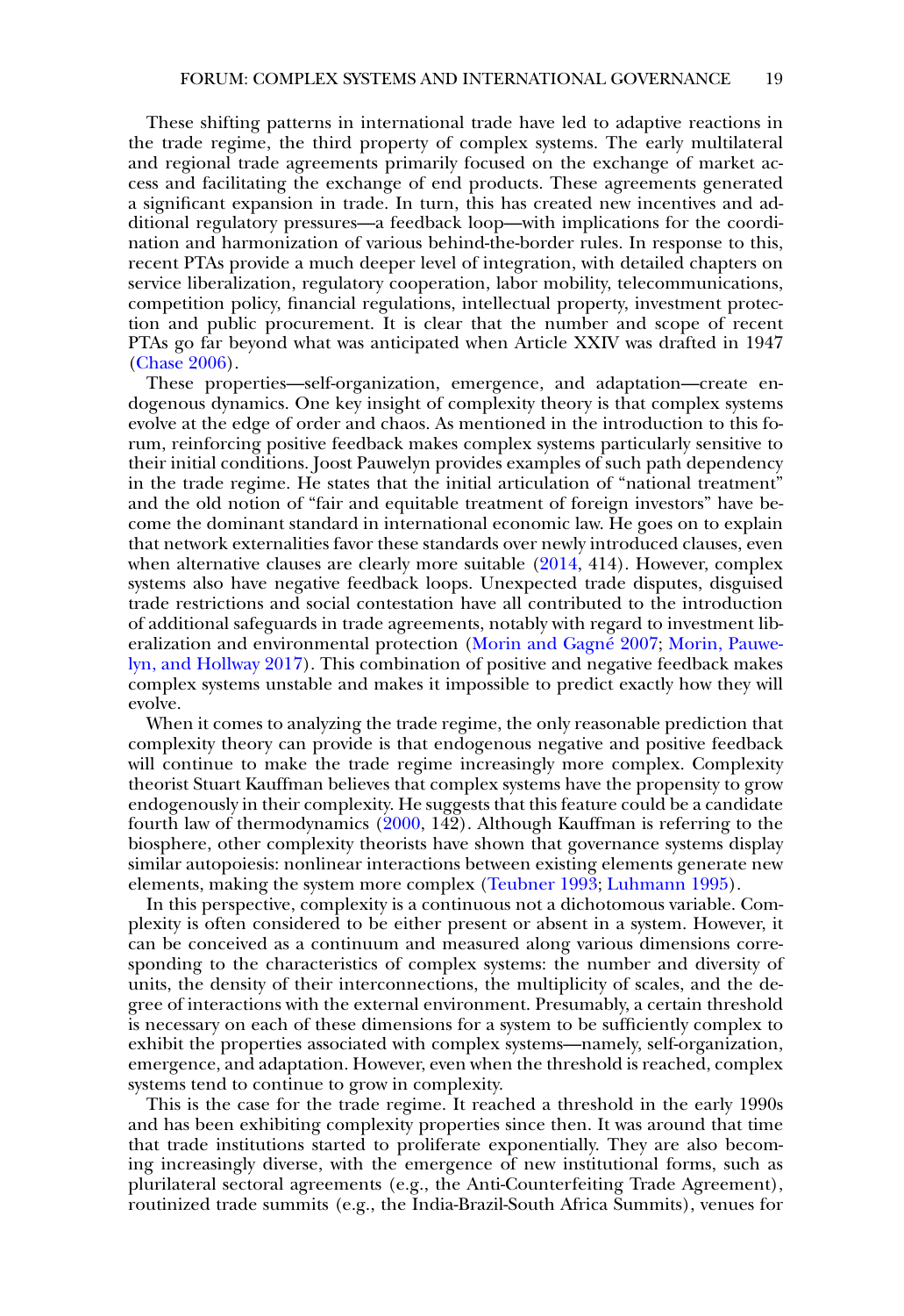These shifting patterns in international trade have led to adaptive reactions in the trade regime, the third property of complex systems. The early multilateral and regional trade agreements primarily focused on the exchange of market access and facilitating the exchange of end products. These agreements generated a significant expansion in trade. In turn, this has created new incentives and additional regulatory pressures—a feedback loop—with implications for the coordination and harmonization of various behind-the-border rules. In response to this, recent PTAs provide a much deeper level of integration, with detailed chapters on service liberalization, regulatory cooperation, labor mobility, telecommunications, competition policy, financial regulations, intellectual property, investment protection and public procurement. It is clear that the number and scope of recent PTAs go far beyond what was anticipated when Article XXIV was drafted in 1947 (Chase 2006).

These properties—self-organization, emergence, and adaptation—create endogenous dynamics. One key insight of complexity theory is that complex systems evolve at the edge of order and chaos. As mentioned in the introduction to this forum, reinforcing positive feedback makes complex systems particularly sensitive to their initial conditions. Joost Pauwelyn provides examples of such path dependency in the trade regime. He states that the initial articulation of "national treatment" and the old notion of "fair and equitable treatment of foreign investors" have become the dominant standard in international economic law. He goes on to explain that network externalities favor these standards over newly introduced clauses, even when alternative clauses are clearly more suitable (2014, 414). However, complex systems also have negative feedback loops. Unexpected trade disputes, disguised trade restrictions and social contestation have all contributed to the introduction of additional safeguards in trade agreements, notably with regard to investment liberalization and environmental protection (Morin and Gagné 2007; Morin, Pauwelyn, and Hollway 2017). This combination of positive and negative feedback makes complex systems unstable and makes it impossible to predict exactly how they will evolve.

When it comes to analyzing the trade regime, the only reasonable prediction that complexity theory can provide is that endogenous negative and positive feedback will continue to make the trade regime increasingly more complex. Complexity theorist Stuart Kauffman believes that complex systems have the propensity to grow endogenously in their complexity. He suggests that this feature could be a candidate fourth law of thermodynamics (2000, 142). Although Kauffman is referring to the biosphere, other complexity theorists have shown that governance systems display similar autopoiesis: nonlinear interactions between existing elements generate new elements, making the system more complex (Teubner 1993; Luhmann 1995).

In this perspective, complexity is a continuous not a dichotomous variable. Complexity is often considered to be either present or absent in a system. However, it can be conceived as a continuum and measured along various dimensions corresponding to the characteristics of complex systems: the number and diversity of units, the density of their interconnections, the multiplicity of scales, and the degree of interactions with the external environment. Presumably, a certain threshold is necessary on each of these dimensions for a system to be sufficiently complex to exhibit the properties associated with complex systems—namely, self-organization, emergence, and adaptation. However, even when the threshold is reached, complex systems tend to continue to grow in complexity.

This is the case for the trade regime. It reached a threshold in the early 1990s and has been exhibiting complexity properties since then. It was around that time that trade institutions started to proliferate exponentially. They are also becoming increasingly diverse, with the emergence of new institutional forms, such as plurilateral sectoral agreements (e.g., the Anti-Counterfeiting Trade Agreement), routinized trade summits (e.g., the India-Brazil-South Africa Summits), venues for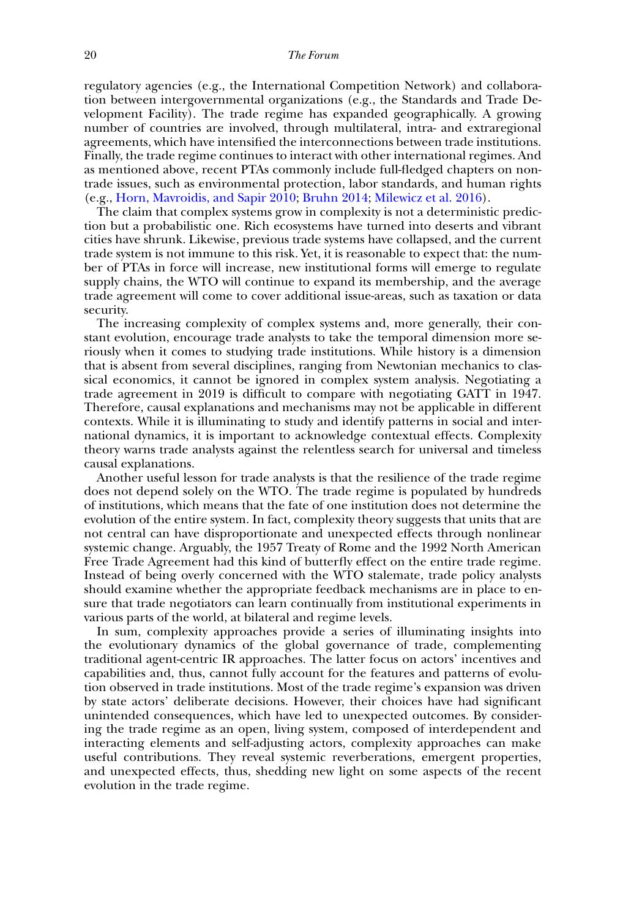regulatory agencies (e.g., the International Competition Network) and collaboration between intergovernmental organizations (e.g., the Standards and Trade Development Facility). The trade regime has expanded geographically. A growing number of countries are involved, through multilateral, intra- and extraregional agreements, which have intensified the interconnections between trade institutions. Finally, the trade regime continues to interact with other international regimes. And as mentioned above, recent PTAs commonly include full-fledged chapters on non-trade issues, such as environmental protection, labor standards, and human rights (e.g., Horn, Mavroidis, and Sapir 2010; Bruhn 2014; Milewicz et al. 2016).

The claim that complex systems grow in complexity is not a deterministic prediction but a probabilistic one. Rich ecosystems have turned into deserts and vibrant cities have shrunk. Likewise, previous trade systems have collapsed, and the current trade system is not immune to this risk. Yet, it is reasonable to expect that: the number of PTAs in force will increase, new institutional forms will emerge to regulate supply chains, the WTO will continue to expand its membership, and the average trade agreement will come to cover additional issue-areas, such as taxation or data security.

The increasing complexity of complex systems and, more generally, their constant evolution, encourage trade analysts to take the temporal dimension more seriously when it comes to studying trade institutions. While history is a dimension that is absent from several disciplines, ranging from Newtonian mechanics to classical economics, it cannot be ignored in complex system analysis. Negotiating a trade agreement in 2019 is difficult to compare with negotiating GATT in 1947. Therefore, causal explanations and mechanisms may not be applicable in different contexts. While it is illuminating to study and identify patterns in social and international dynamics, it is important to acknowledge contextual effects. Complexity theory warns trade analysts against the relentless search for universal and timeless causal explanations.

Another useful lesson for trade analysts is that the resilience of the trade regime does not depend solely on the WTO. The trade regime is populated by hundreds of institutions, which means that the fate of one institution does not determine the evolution of the entire system. In fact, complexity theory suggests that units that are not central can have disproportionate and unexpected effects through nonlinear systemic change. Arguably, the 1957 Treaty of Rome and the 1992 North American Free Trade Agreement had this kind of butterfly effect on the entire trade regime. Instead of being overly concerned with the WTO stalemate, trade policy analysts should examine whether the appropriate feedback mechanisms are in place to ensure that trade negotiators can learn continually from institutional experiments in various parts of the world, at bilateral and regime levels.

In sum, complexity approaches provide a series of illuminating insights into the evolutionary dynamics of the global governance of trade, complementing traditional agent-centric IR approaches. The latter focus on actors' incentives and capabilities and, thus, cannot fully account for the features and patterns of evolution observed in trade institutions. Most of the trade regime's expansion was driven by state actors' deliberate decisions. However, their choices have had significant unintended consequences, which have led to unexpected outcomes. By considering the trade regime as an open, living system, composed of interdependent and interacting elements and self-adjusting actors, complexity approaches can make useful contributions. They reveal systemic reverberations, emergent properties, and unexpected effects, thus, shedding new light on some aspects of the recent evolution in the trade regime.